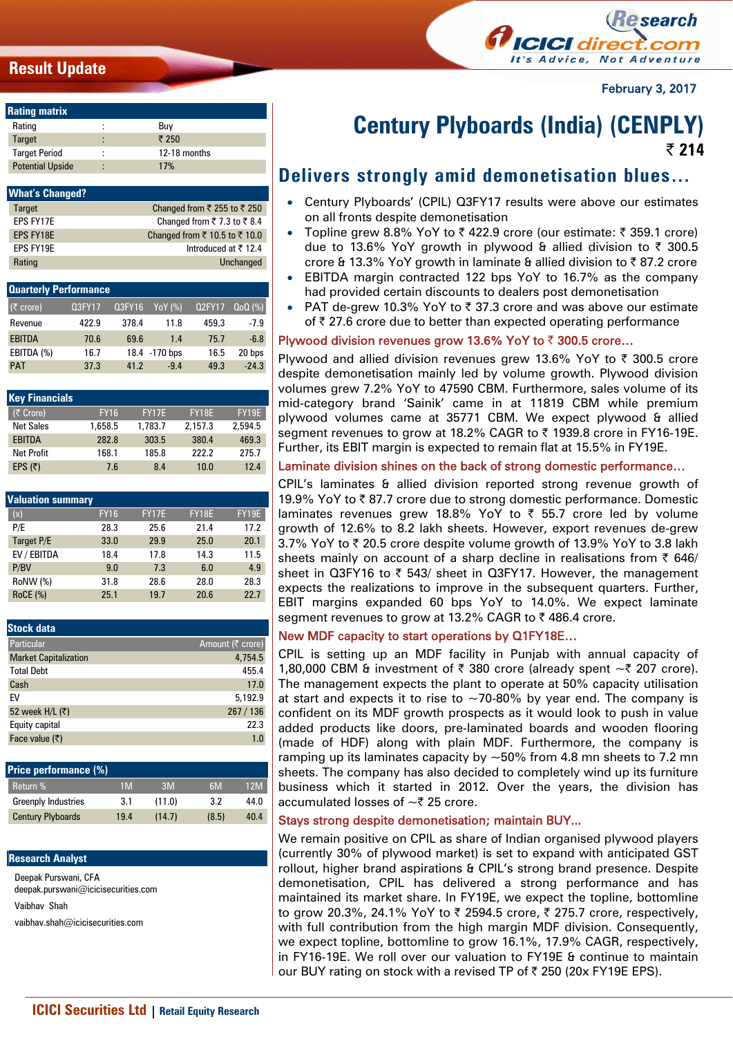Result Update

February 3, 2017

# Century Plyboards (India) (CENPLY)

₹ 214

## Delivers strongly amid demonetisation blues…

**Rating matrix**

| | | |
|---|---|---|
| Rating | : | Buy |
| Target | : | ₹ 250 |
| Target Period | : | 12-18 months |
| Potential Upside | : | 17% |

**What's Changed?**

| | |
|---|---|
| Target | Changed from ₹ 255 to ₹ 250 |
| EPS FY17E | Changed from ₹ 7.3 to ₹ 8.4 |
| EPS FY18E | Changed from ₹ 10.5 to ₹ 10.0 |
| EPS FY19E | Introduced at ₹ 12.4 |
| Rating | Unchanged |

**Quarterly Performance**

| (₹ crore) | Q3FY17 | Q3FY16 | YoY (%) | Q2FY17 | QoQ (%) |
|---|---|---|---|---|---|
| Revenue | 422.9 | 378.4 | 11.8 | 459.3 | -7.9 |
| EBITDA | 70.6 | 69.6 | 1.4 | 75.7 | -6.8 |
| EBITDA (%) | 16.7 | 18.4 | -170 bps | 16.5 | 20 bps |
| PAT | 37.3 | 41.2 | -9.4 | 49.3 | -24.3 |

**Key Financials**

| (₹ Crore) | FY16 | FY17E | FY18E | FY19E |
|---|---|---|---|---|
| Net Sales | 1,658.5 | 1,783.7 | 2,157.3 | 2,594.5 |
| EBITDA | 282.8 | 303.5 | 380.4 | 469.3 |
| Net Profit | 168.1 | 185.8 | 222.2 | 275.7 |
| EPS (₹) | 7.6 | 8.4 | 10.0 | 12.4 |

**Valuation summary**

| (x) | FY16 | FY17E | FY18E | FY19E |
|---|---|---|---|---|
| P/E | 28.3 | 25.6 | 21.4 | 17.2 |
| Target P/E | 33.0 | 29.9 | 25.0 | 20.1 |
| EV / EBITDA | 18.4 | 17.8 | 14.3 | 11.5 |
| P/BV | 9.0 | 7.3 | 6.0 | 4.9 |
| RoNW (%) | 31.8 | 28.6 | 28.0 | 28.3 |
| RoCE (%) | 25.1 | 19.7 | 20.6 | 22.7 |

**Stock data**

| Particular | Amount (₹ crore) |
|---|---|
| Market Capitalization | 4,754.5 |
| Total Debt | 455.4 |
| Cash | 17.0 |
| EV | 5,192.9 |
| 52 week H/L (₹) | 267 / 136 |
| Equity capital | 22.3 |
| Face value (₹) | 1.0 |

**Price performance (%)**

| Return % | 1M | 3M | 6M | 12M |
|---|---|---|---|---|
| Greenply Industries | 3.1 | (11.0) | 3.2 | 44.0 |
| Century Plyboards | 19.4 | (14.7) | (8.5) | 40.4 |

**Research Analyst**

Deepak Purswani, CFA
deepak.purswani@icicisecurities.com

Vaibhav Shah
vaibhav.shah@icicisecurities.com

- Century Plyboards' (CPIL) Q3FY17 results were above our estimates on all fronts despite demonetisation
- Topline grew 8.8% YoY to ₹ 422.9 crore (our estimate: ₹ 359.1 crore) due to 13.6% YoY growth in plywood & allied division to ₹ 300.5 crore & 13.3% YoY growth in laminate & allied division to ₹ 87.2 crore
- EBITDA margin contracted 122 bps YoY to 16.7% as the company had provided certain discounts to dealers post demonetisation
- PAT de-grew 10.3% YoY to ₹ 37.3 crore and was above our estimate of ₹ 27.6 crore due to better than expected operating performance

### Plywood division revenues grow 13.6% YoY to ₹ 300.5 crore…

Plywood and allied division revenues grew 13.6% YoY to ₹ 300.5 crore despite demonetisation mainly led by volume growth. Plywood division volumes grew 7.2% YoY to 47590 CBM. Furthermore, sales volume of its mid-category brand 'Sainik' came in at 11819 CBM while premium plywood volumes came at 35771 CBM. We expect plywood & allied segment revenues to grow at 18.2% CAGR to ₹ 1939.8 crore in FY16-19E. Further, its EBIT margin is expected to remain flat at 15.5% in FY19E.

### Laminate division shines on the back of strong domestic performance…

CPIL's laminates & allied division reported strong revenue growth of 19.9% YoY to ₹ 87.7 crore due to strong domestic performance. Domestic laminates revenues grew 18.8% YoY to ₹ 55.7 crore led by volume growth of 12.6% to 8.2 lakh sheets. However, export revenues de-grew 3.7% YoY to ₹ 20.5 crore despite volume growth of 13.9% YoY to 3.8 lakh sheets mainly on account of a sharp decline in realisations from ₹ 646/ sheet in Q3FY16 to ₹ 543/ sheet in Q3FY17. However, the management expects the realizations to improve in the subsequent quarters. Further, EBIT margins expanded 60 bps YoY to 14.0%. We expect laminate segment revenues to grow at 13.2% CAGR to ₹ 486.4 crore.

### New MDF capacity to start operations by Q1FY18E…

CPIL is setting up an MDF facility in Punjab with annual capacity of 1,80,000 CBM & investment of ₹ 380 crore (already spent ~₹ 207 crore). The management expects the plant to operate at 50% capacity utilisation at start and expects it to rise to ~70-80% by year end. The company is confident on its MDF growth prospects as it would look to push in value added products like doors, pre-laminated boards and wooden flooring (made of HDF) along with plain MDF. Furthermore, the company is ramping up its laminates capacity by ~50% from 4.8 mn sheets to 7.2 mn sheets. The company has also decided to completely wind up its furniture business which it started in 2012. Over the years, the division has accumulated losses of ~₹ 25 crore.

### Stays strong despite demonetisation; maintain BUY…

We remain positive on CPIL as share of Indian organised plywood players (currently 30% of plywood market) is set to expand with anticipated GST rollout, higher brand aspirations & CPIL's strong brand presence. Despite demonetisation, CPIL has delivered a strong performance and has maintained its market share. In FY19E, we expect the topline, bottomline to grow 20.3%, 24.1% YoY to ₹ 2594.5 crore, ₹ 275.7 crore, respectively, with full contribution from the high margin MDF division. Consequently, we expect topline, bottomline to grow 16.1%, 17.9% CAGR, respectively, in FY16-19E. We roll over our valuation to FY19E & continue to maintain our BUY rating on stock with a revised TP of ₹ 250 (20x FY19E EPS).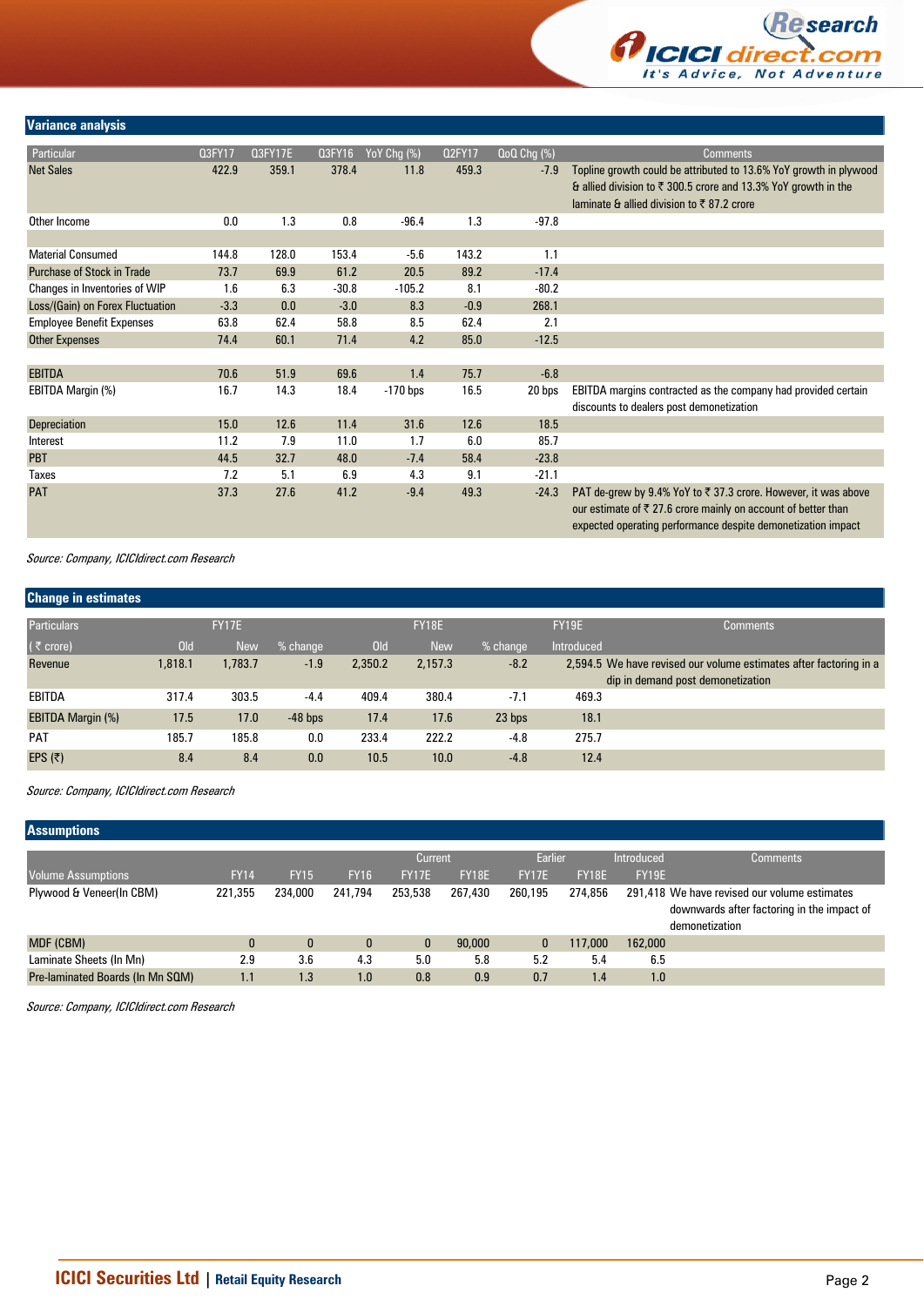## Variance analysis

| Particular | Q3FY17 | Q3FY17E | Q3FY16 | YoY Chg (%) | Q2FY17 | QoQ Chg (%) | Comments |
|---|---|---|---|---|---|---|---|
| Net Sales | 422.9 | 359.1 | 378.4 | 11.8 | 459.3 | -7.9 | Topline growth could be attributed to 13.6% YoY growth in plywood & allied division to ₹ 300.5 crore and 13.3% YoY growth in the laminate & allied division to ₹ 87.2 crore |
| Other Income | 0.0 | 1.3 | 0.8 | -96.4 | 1.3 | -97.8 | |
| | | | | | | | |
| Material Consumed | 144.8 | 128.0 | 153.4 | -5.6 | 143.2 | 1.1 | |
| Purchase of Stock in Trade | 73.7 | 69.9 | 61.2 | 20.5 | 89.2 | -17.4 | |
| Changes in Inventories of WIP | 1.6 | 6.3 | -30.8 | -105.2 | 8.1 | -80.2 | |
| Loss/(Gain) on Forex Fluctuation | -3.3 | 0.0 | -3.0 | 8.3 | -0.9 | 268.1 | |
| Employee Benefit Expenses | 63.8 | 62.4 | 58.8 | 8.5 | 62.4 | 2.1 | |
| Other Expenses | 74.4 | 60.1 | 71.4 | 4.2 | 85.0 | -12.5 | |
| | | | | | | | |
| EBITDA | 70.6 | 51.9 | 69.6 | 1.4 | 75.7 | -6.8 | |
| EBITDA Margin (%) | 16.7 | 14.3 | 18.4 | -170 bps | 16.5 | 20 bps | EBITDA margins contracted as the company had provided certain discounts to dealers post demonetization |
| Depreciation | 15.0 | 12.6 | 11.4 | 31.6 | 12.6 | 18.5 | |
| Interest | 11.2 | 7.9 | 11.0 | 1.7 | 6.0 | 85.7 | |
| PBT | 44.5 | 32.7 | 48.0 | -7.4 | 58.4 | -23.8 | |
| Taxes | 7.2 | 5.1 | 6.9 | 4.3 | 9.1 | -21.1 | |
| PAT | 37.3 | 27.6 | 41.2 | -9.4 | 49.3 | -24.3 | PAT de-grew by 9.4% YoY to ₹ 37.3 crore. However, it was above our estimate of ₹ 27.6 crore mainly on account of better than expected operating performance despite demonetization impact |

*Source: Company, ICICIdirect.com Research*

## Change in estimates

| Particulars | FY17E | | | FY18E | | | FY19E | Comments |
|---|---|---|---|---|---|---|---|---|
| (₹ crore) | Old | New | % change | Old | New | % change | Introduced | |
| Revenue | 1,818.1 | 1,783.7 | -1.9 | 2,350.2 | 2,157.3 | -8.2 | 2,594.5 | We have revised our volume estimates after factoring in a dip in demand post demonetization |
| EBITDA | 317.4 | 303.5 | -4.4 | 409.4 | 380.4 | -7.1 | 469.3 | |
| EBITDA Margin (%) | 17.5 | 17.0 | -48 bps | 17.4 | 17.6 | 23 bps | 18.1 | |
| PAT | 185.7 | 185.8 | 0.0 | 233.4 | 222.2 | -4.8 | 275.7 | |
| EPS (₹) | 8.4 | 8.4 | 0.0 | 10.5 | 10.0 | -4.8 | 12.4 | |

*Source: Company, ICICIdirect.com Research*

## Assumptions

| | | | | Current | | Earlier | | Introduced | Comments |
|---|---|---|---|---|---|---|---|---|---|
| Volume Assumptions | FY14 | FY15 | FY16 | FY17E | FY18E | FY17E | FY18E | FY19E | |
| Plywood & Veneer(In CBM) | 221,355 | 234,000 | 241,794 | 253,538 | 267,430 | 260,195 | 274,856 | 291,418 | We have revised our volume estimates downwards after factoring in the impact of demonetization |
| MDF (CBM) | 0 | 0 | 0 | 0 | 90,000 | 0 | 117,000 | 162,000 | |
| Laminate Sheets (In Mn) | 2.9 | 3.6 | 4.3 | 5.0 | 5.8 | 5.2 | 5.4 | 6.5 | |
| Pre-laminated Boards (In Mn SQM) | 1.1 | 1.3 | 1.0 | 0.8 | 0.9 | 0.7 | 1.4 | 1.0 | |

*Source: Company, ICICIdirect.com Research*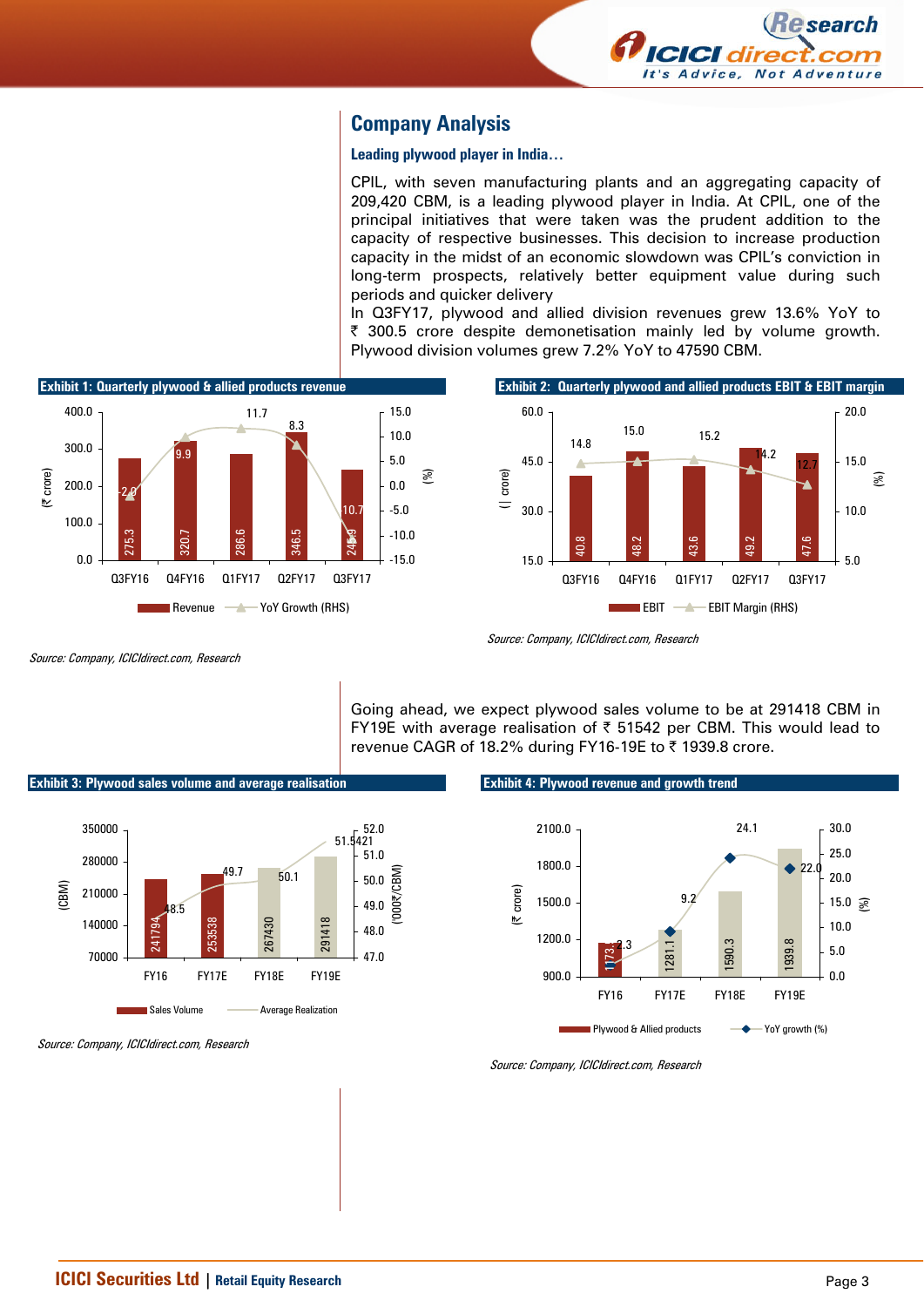## Company Analysis

### Leading plywood player in India…

CPIL, with seven manufacturing plants and an aggregating capacity of 209,420 CBM, is a leading plywood player in India. At CPIL, one of the principal initiatives that were taken was the prudent addition to the capacity of respective businesses. This decision to increase production capacity in the midst of an economic slowdown was CPIL's conviction in long-term prospects, relatively better equipment value during such periods and quicker delivery

In Q3FY17, plywood and allied division revenues grew 13.6% YoY to ₹ 300.5 crore despite demonetisation mainly led by volume growth. Plywood division volumes grew 7.2% YoY to 47590 CBM.

**Exhibit 1: Quarterly plywood & allied products revenue**

| | Q3FY16 | Q4FY16 | Q1FY17 | Q2FY17 | Q3FY17 |
|---|---|---|---|---|---|
| Revenue (₹ crore) | 275.3 | 320.7 | 286.6 | 346.5 | 245.9 |
| YoY Growth (RHS) (%) | -2.0 | 9.9 | 11.7 | 8.3 | -10.7 |

*Source: Company, ICICIdirect.com, Research*

**Exhibit 2: Quarterly plywood and allied products EBIT & EBIT margin**

| | Q3FY16 | Q4FY16 | Q1FY17 | Q2FY17 | Q3FY17 |
|---|---|---|---|---|---|
| EBIT (₹ crore) | 40.8 | 48.2 | 43.6 | 49.2 | 47.6 |
| EBIT Margin (RHS) (%) | 14.8 | 15.0 | 15.2 | 14.2 | 12.7 |

*Source: Company, ICICIdirect.com, Research*

Going ahead, we expect plywood sales volume to be at 291418 CBM in FY19E with average realisation of ₹ 51542 per CBM. This would lead to revenue CAGR of 18.2% during FY16-19E to ₹ 1939.8 crore.

**Exhibit 3: Plywood sales volume and average realisation**

| | FY16 | FY17E | FY18E | FY19E |
|---|---|---|---|---|
| Sales Volume (CBM) | 241794 | 253538 | 267430 | 291418 |
| Average Realization (₹000/CBM) | 48.5 | 49.7 | 50.1 | 51.5421 |

*Source: Company, ICICIdirect.com, Research*

**Exhibit 4: Plywood revenue and growth trend**

| | FY16 | FY17E | FY18E | FY19E |
|---|---|---|---|---|
| Plywood & Allied products (₹ crore) | 1173. | 1281.1 | 1590.3 | 1939.8 |
| YoY growth (%) | 2.3 | 9.2 | 24.1 | 22.0 |

*Source: Company, ICICIdirect.com, Research*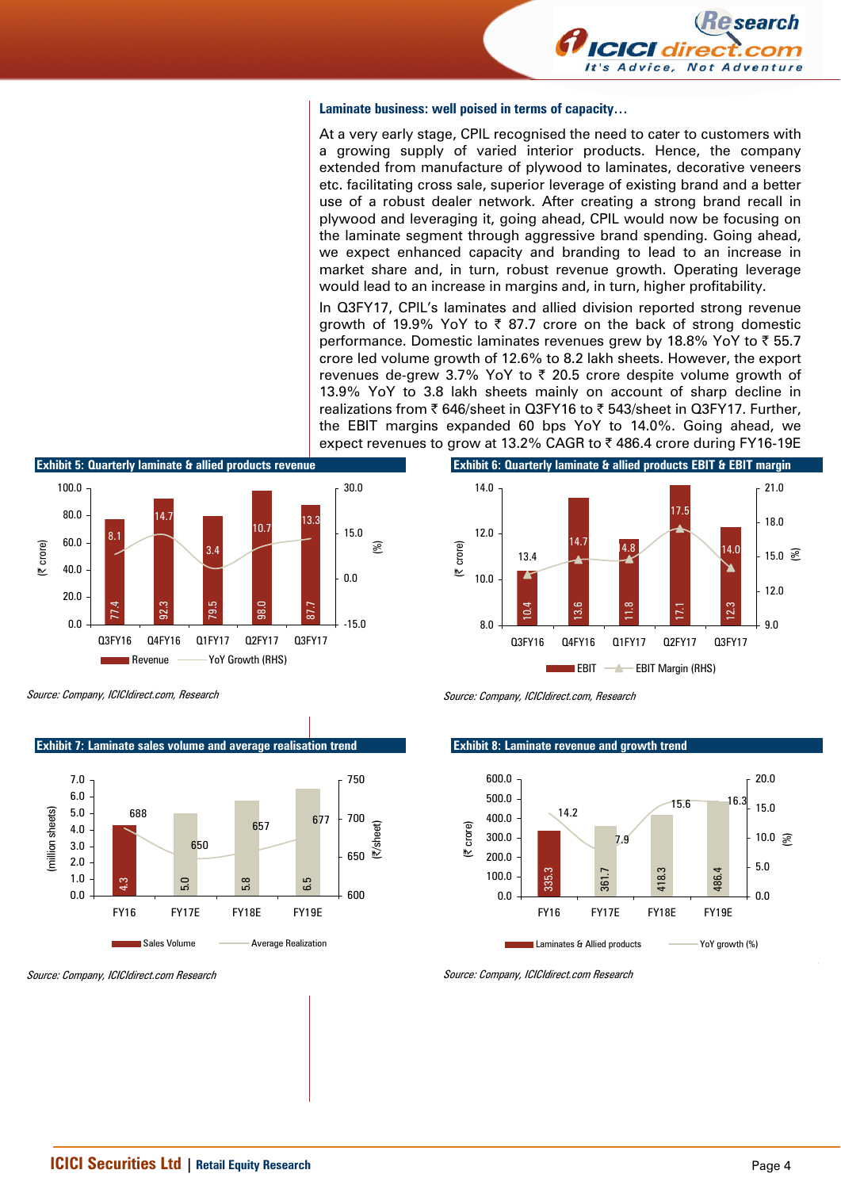### Laminate business: well poised in terms of capacity…

At a very early stage, CPIL recognised the need to cater to customers with a growing supply of varied interior products. Hence, the company extended from manufacture of plywood to laminates, decorative veneers etc. facilitating cross sale, superior leverage of existing brand and a better use of a robust dealer network. After creating a strong brand recall in plywood and leveraging it, going ahead, CPIL would now be focusing on the laminate segment through aggressive brand spending. Going ahead, we expect enhanced capacity and branding to lead to an increase in market share and, in turn, robust revenue growth. Operating leverage would lead to an increase in margins and, in turn, higher profitability.

In Q3FY17, CPIL's laminates and allied division reported strong revenue growth of 19.9% YoY to ₹ 87.7 crore on the back of strong domestic performance. Domestic laminates revenues grew by 18.8% YoY to ₹ 55.7 crore led volume growth of 12.6% to 8.2 lakh sheets. However, the export revenues de-grew 3.7% YoY to ₹ 20.5 crore despite volume growth of 13.9% YoY to 3.8 lakh sheets mainly on account of sharp decline in realizations from ₹ 646/sheet in Q3FY16 to ₹ 543/sheet in Q3FY17. Further, the EBIT margins expanded 60 bps YoY to 14.0%. Going ahead, we expect revenues to grow at 13.2% CAGR to ₹ 486.4 crore during FY16-19E

**Exhibit 5: Quarterly laminate & allied products revenue**

| | Q3FY16 | Q4FY16 | Q1FY17 | Q2FY17 | Q3FY17 |
|---|---|---|---|---|---|
| Revenue (₹ crore) | 77.4 | 92.3 | 79.5 | 98.0 | 87.7 |
| YoY Growth (RHS) (%) | 8.1 | 14.7 | 3.4 | 10.7 | 13.3 |

*Source: Company, ICICIdirect.com, Research*

**Exhibit 6: Quarterly laminate & allied products EBIT & EBIT margin**

| | Q3FY16 | Q4FY16 | Q1FY17 | Q2FY17 | Q3FY17 |
|---|---|---|---|---|---|
| EBIT (₹ crore) | 10.4 | 13.6 | 11.8 | 17.1 | 12.3 |
| EBIT Margin (RHS) (%) | 13.4 | 14.7 | 14.8 | 17.5 | 14.0 |

*Source: Company, ICICIdirect.com, Research*

**Exhibit 7: Laminate sales volume and average realisation trend**

| | FY16 | FY17E | FY18E | FY19E |
|---|---|---|---|---|
| Sales Volume (million sheets) | 4.3 | 5.0 | 5.8 | 6.5 |
| Average Realization (₹/sheet) | 688 | 650 | 657 | 677 |

*Source: Company, ICICIdirect.com Research*

**Exhibit 8: Laminate revenue and growth trend**

| | FY16 | FY17E | FY18E | FY19E |
|---|---|---|---|---|
| Laminates & Allied products (₹ crore) | 335.3 | 361.7 | 418.3 | 486.4 |
| YoY growth (%) | 14.2 | 7.9 | 15.6 | 16.3 |

*Source: Company, ICICIdirect.com Research*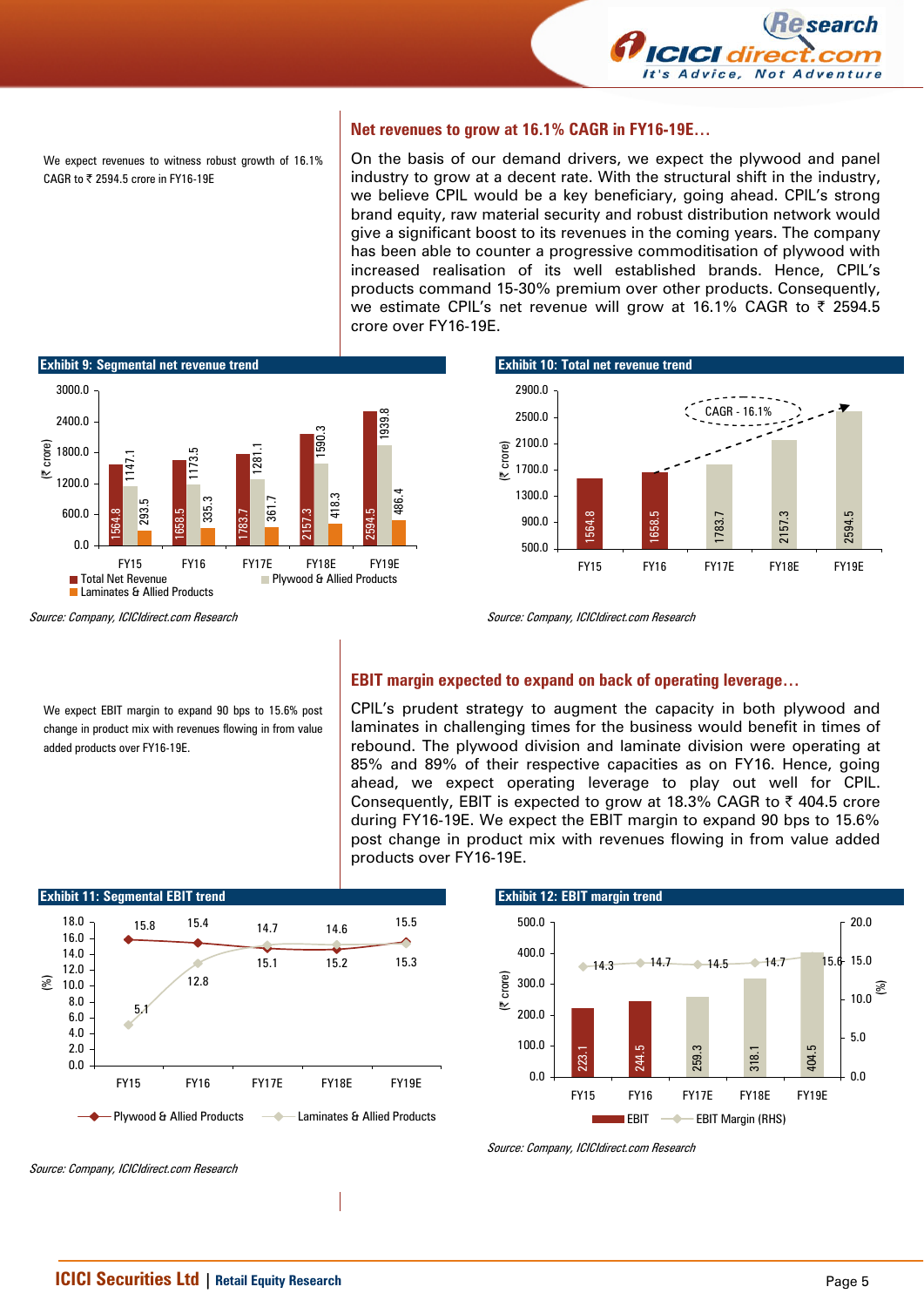We expect revenues to witness robust growth of 16.1% CAGR to ₹ 2594.5 crore in FY16-19E

## Net revenues to grow at 16.1% CAGR in FY16-19E…

On the basis of our demand drivers, we expect the plywood and panel industry to grow at a decent rate. With the structural shift in the industry, we believe CPIL would be a key beneficiary, going ahead. CPIL's strong brand equity, raw material security and robust distribution network would give a significant boost to its revenues in the coming years. The company has been able to counter a progressive commoditisation of plywood with increased realisation of its well established brands. Hence, CPIL's products command 15-30% premium over other products. Consequently, we estimate CPIL's net revenue will grow at 16.1% CAGR to ₹ 2594.5 crore over FY16-19E.

**Exhibit 9: Segmental net revenue trend**

| (₹ crore) | FY15 | FY16 | FY17E | FY18E | FY19E |
|---|---|---|---|---|---|
| Total Net Revenue | 1564.8 | 1658.5 | 1783.7 | 2157.3 | 2594.5 |
| Plywood & Allied Products | 1147.1 | 1173.5 | 1281.1 | 1590.3 | 1939.8 |
| Laminates & Allied Products | 293.5 | 335.3 | 361.7 | 418.3 | 486.4 |

*Source: Company, ICICIdirect.com Research*

**Exhibit 10: Total net revenue trend**

| (₹ crore) | FY15 | FY16 | FY17E | FY18E | FY19E |
|---|---|---|---|---|---|
| Total net revenue | 1564.8 | 1658.5 | 1783.7 | 2157.3 | 2594.5 |

CAGR - 16.1%

*Source: Company, ICICIdirect.com Research*

We expect EBIT margin to expand 90 bps to 15.6% post change in product mix with revenues flowing in from value added products over FY16-19E.

## EBIT margin expected to expand on back of operating leverage…

CPIL's prudent strategy to augment the capacity in both plywood and laminates in challenging times for the business would benefit in times of rebound. The plywood division and laminate division were operating at 85% and 89% of their respective capacities as on FY16. Hence, going ahead, we expect operating leverage to play out well for CPIL. Consequently, EBIT is expected to grow at 18.3% CAGR to ₹ 404.5 crore during FY16-19E. We expect the EBIT margin to expand 90 bps to 15.6% post change in product mix with revenues flowing in from value added products over FY16-19E.

**Exhibit 11: Segmental EBIT trend**

| (%) | FY15 | FY16 | FY17E | FY18E | FY19E |
|---|---|---|---|---|---|
| Plywood & Allied Products | 15.8 | 15.4 | 14.7 | 14.6 | 15.5 |
| Laminates & Allied Products | 5.1 | 12.8 | 15.1 | 15.2 | 15.3 |

*Source: Company, ICICIdirect.com Research*

**Exhibit 12: EBIT margin trend**

| | FY15 | FY16 | FY17E | FY18E | FY19E |
|---|---|---|---|---|---|
| EBIT (₹ crore) | 223.1 | 244.5 | 259.3 | 318.1 | 404.5 |
| EBIT Margin (RHS) (%) | 14.3 | 14.7 | 14.5 | 14.7 | 15.6 |

*Source: Company, ICICIdirect.com Research*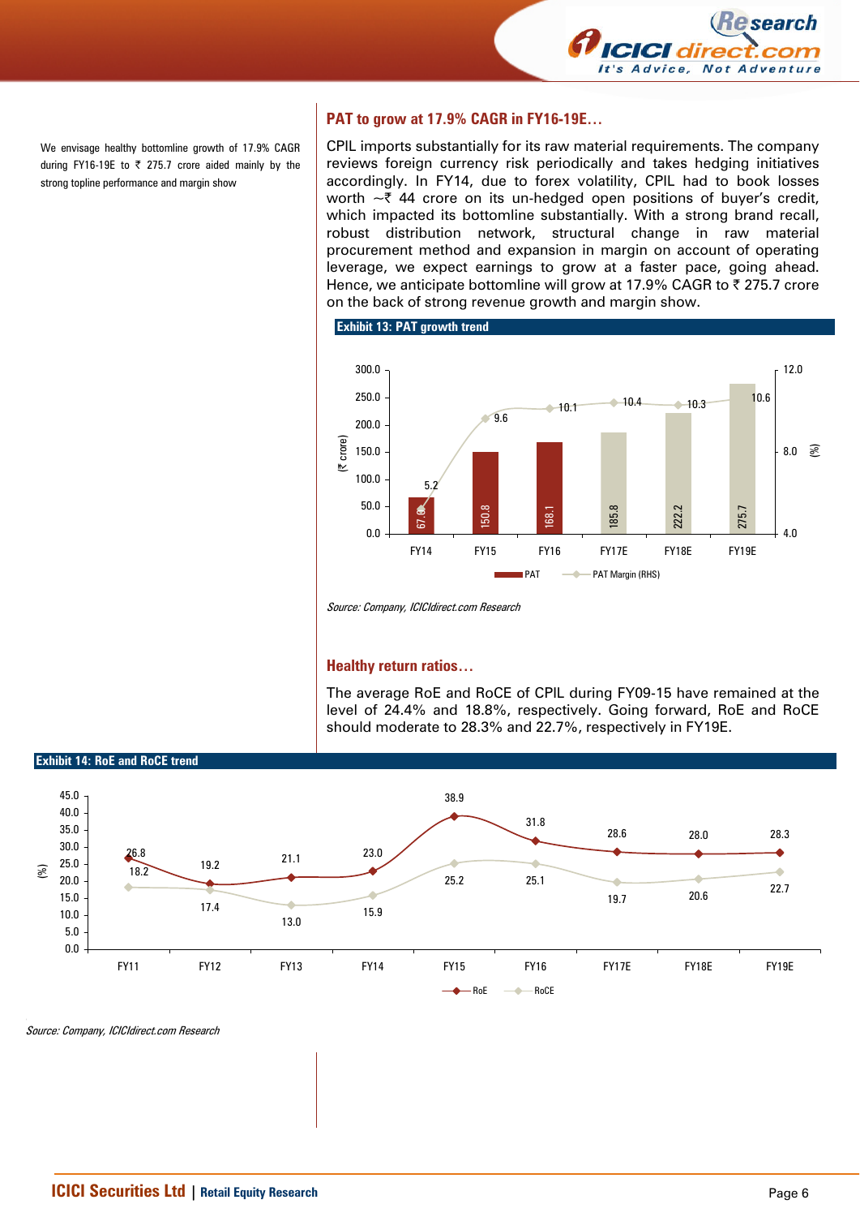We envisage healthy bottomline growth of 17.9% CAGR during FY16-19E to ₹ 275.7 crore aided mainly by the strong topline performance and margin show

## PAT to grow at 17.9% CAGR in FY16-19E…

CPIL imports substantially for its raw material requirements. The company reviews foreign currency risk periodically and takes hedging initiatives accordingly. In FY14, due to forex volatility, CPIL had to book losses worth ~₹ 44 crore on its un-hedged open positions of buyer's credit, which impacted its bottomline substantially. With a strong brand recall, robust distribution network, structural change in raw material procurement method and expansion in margin on account of operating leverage, we expect earnings to grow at a faster pace, going ahead. Hence, we anticipate bottomline will grow at 17.9% CAGR to ₹ 275.7 crore on the back of strong revenue growth and margin show.

**Exhibit 13: PAT growth trend**

| | FY14 | FY15 | FY16 | FY17E | FY18E | FY19E |
|---|---|---|---|---|---|---|
| PAT (₹ crore) | 67.0 | 150.8 | 168.1 | 185.8 | 222.2 | 275.7 |
| PAT Margin (RHS) (%) | 5.2 | 9.6 | 10.1 | 10.4 | 10.3 | 10.6 |

*Source: Company, ICICIdirect.com Research*

## Healthy return ratios…

The average RoE and RoCE of CPIL during FY09-15 have remained at the level of 24.4% and 18.8%, respectively. Going forward, RoE and RoCE should moderate to 28.3% and 22.7%, respectively in FY19E.

**Exhibit 14: RoE and RoCE trend**

| (%) | FY11 | FY12 | FY13 | FY14 | FY15 | FY16 | FY17E | FY18E | FY19E |
|---|---|---|---|---|---|---|---|---|---|
| RoE | 26.8 | 19.2 | 21.1 | 23.0 | 38.9 | 31.8 | 28.6 | 28.0 | 28.3 |
| RoCE | 18.2 | 17.4 | 13.0 | 15.9 | 25.2 | 25.1 | 19.7 | 20.6 | 22.7 |

*Source: Company, ICICIdirect.com Research*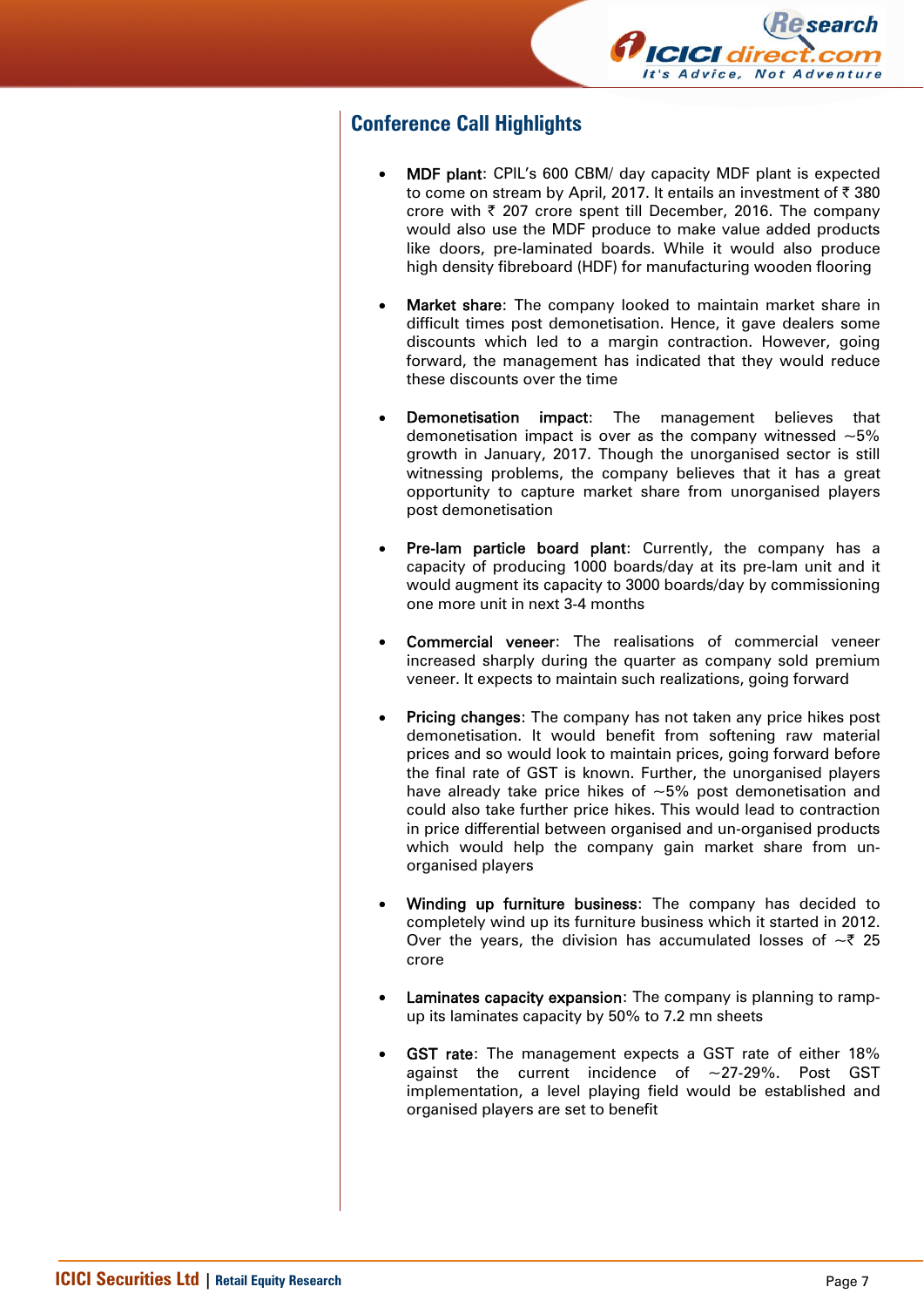## Conference Call Highlights

- **MDF plant**: CPIL's 600 CBM/ day capacity MDF plant is expected to come on stream by April, 2017. It entails an investment of ₹ 380 crore with ₹ 207 crore spent till December, 2016. The company would also use the MDF produce to make value added products like doors, pre-laminated boards. While it would also produce high density fibreboard (HDF) for manufacturing wooden flooring

- **Market share**: The company looked to maintain market share in difficult times post demonetisation. Hence, it gave dealers some discounts which led to a margin contraction. However, going forward, the management has indicated that they would reduce these discounts over the time

- **Demonetisation impact**: The management believes that demonetisation impact is over as the company witnessed ~5% growth in January, 2017. Though the unorganised sector is still witnessing problems, the company believes that it has a great opportunity to capture market share from unorganised players post demonetisation

- **Pre-lam particle board plant**: Currently, the company has a capacity of producing 1000 boards/day at its pre-lam unit and it would augment its capacity to 3000 boards/day by commissioning one more unit in next 3-4 months

- **Commercial veneer**: The realisations of commercial veneer increased sharply during the quarter as company sold premium veneer. It expects to maintain such realizations, going forward

- **Pricing changes**: The company has not taken any price hikes post demonetisation. It would benefit from softening raw material prices and so would look to maintain prices, going forward before the final rate of GST is known. Further, the unorganised players have already take price hikes of ~5% post demonetisation and could also take further price hikes. This would lead to contraction in price differential between organised and un-organised products which would help the company gain market share from un-organised players

- **Winding up furniture business**: The company has decided to completely wind up its furniture business which it started in 2012. Over the years, the division has accumulated losses of ~₹ 25 crore

- **Laminates capacity expansion**: The company is planning to ramp-up its laminates capacity by 50% to 7.2 mn sheets

- **GST rate**: The management expects a GST rate of either 18% against the current incidence of ~27-29%. Post GST implementation, a level playing field would be established and organised players are set to benefit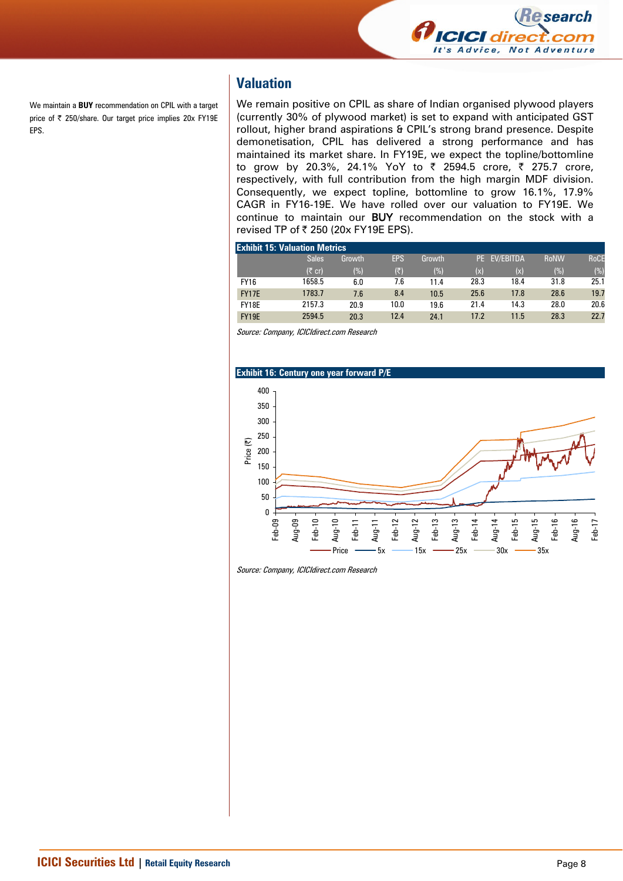We maintain a **BUY** recommendation on CPIL with a target price of ₹ 250/share. Our target price implies 20x FY19E EPS.

## Valuation

We remain positive on CPIL as share of Indian organised plywood players (currently 30% of plywood market) is set to expand with anticipated GST rollout, higher brand aspirations & CPIL's strong brand presence. Despite demonetisation, CPIL has delivered a strong performance and has maintained its market share. In FY19E, we expect the topline/bottomline to grow by 20.3%, 24.1% YoY to ₹ 2594.5 crore, ₹ 275.7 crore, respectively, with full contribution from the high margin MDF division. Consequently, we expect topline, bottomline to grow 16.1%, 17.9% CAGR in FY16-19E. We have rolled over our valuation to FY19E. We continue to maintain our BUY recommendation on the stock with a revised TP of ₹ 250 (20x FY19E EPS).

**Exhibit 15: Valuation Metrics**

| | Sales (₹ cr) | Growth (%) | EPS (₹) | Growth (%) | PE (x) | EV/EBITDA (x) | RoNW (%) | RoCE (%) |
|---|---|---|---|---|---|---|---|---|
| FY16 | 1658.5 | 6.0 | 7.6 | 11.4 | 28.3 | 18.4 | 31.8 | 25.1 |
| FY17E | 1783.7 | 7.6 | 8.4 | 10.5 | 25.6 | 17.8 | 28.6 | 19.7 |
| FY18E | 2157.3 | 20.9 | 10.0 | 19.6 | 21.4 | 14.3 | 28.0 | 20.6 |
| FY19E | 2594.5 | 20.3 | 12.4 | 24.1 | 17.2 | 11.5 | 28.3 | 22.7 |

*Source: Company, ICICIdirect.com Research*

**Exhibit 16: Century one year forward P/E**

*Source: Company, ICICIdirect.com Research*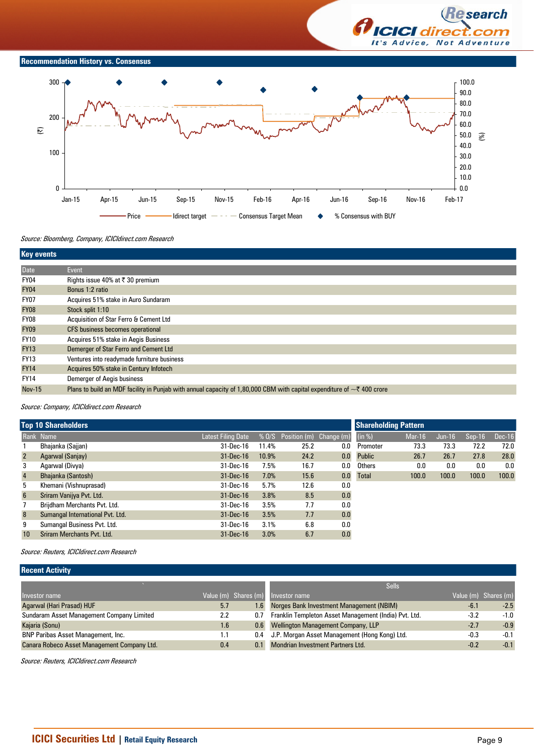## Recommendation History vs. Consensus

Source: Bloomberg, Company, ICICIdirect.com Research

## Key events

| Date | Event |
|---|---|
| FY04 | Rights issue 40% at ₹ 30 premium |
| FY04 | Bonus 1:2 ratio |
| FY07 | Acquires 51% stake in Auro Sundaram |
| FY08 | Stock split 1:10 |
| FY08 | Acquisition of Star Ferro & Cement Ltd |
| FY09 | CFS business becomes operational |
| FY10 | Acquires 51% stake in Aegis Business |
| FY13 | Demerger of Star Ferro and Cement Ltd |
| FY13 | Ventures into readymade furniture business |
| FY14 | Acquires 50% stake in Century Infotech |
| FY14 | Demerger of Aegis business |
| Nov-15 | Plans to build an MDF facility in Punjab with annual capacity of 1,80,000 CBM with capital expenditure of ~₹ 400 crore |

Source: Company, ICICIdirect.com Research

## Top 10 Shareholders

| Rank | Name | Latest Filing Date | % O/S | Position (m) | Change (m) |
|---|---|---|---|---|---|
| 1 | Bhajanka (Sajjan) | 31-Dec-16 | 11.4% | 25.2 | 0.0 |
| 2 | Agarwal (Sanjay) | 31-Dec-16 | 10.9% | 24.2 | 0.0 |
| 3 | Agarwal (Divya) | 31-Dec-16 | 7.5% | 16.7 | 0.0 |
| 4 | Bhajanka (Santosh) | 31-Dec-16 | 7.0% | 15.6 | 0.0 |
| 5 | Khemani (Vishnuprasad) | 31-Dec-16 | 5.7% | 12.6 | 0.0 |
| 6 | Sriram Vanijya Pvt. Ltd. | 31-Dec-16 | 3.8% | 8.5 | 0.0 |
| 7 | Brijdham Merchants Pvt. Ltd. | 31-Dec-16 | 3.5% | 7.7 | 0.0 |
| 8 | Sumangal International Pvt. Ltd. | 31-Dec-16 | 3.5% | 7.7 | 0.0 |
| 9 | Sumangal Business Pvt. Ltd. | 31-Dec-16 | 3.1% | 6.8 | 0.0 |
| 10 | Sriram Merchants Pvt. Ltd. | 31-Dec-16 | 3.0% | 6.7 | 0.0 |

## Shareholding Pattern

| (in %) | Mar-16 | Jun-16 | Sep-16 | Dec-16 |
|---|---|---|---|---|
| Promoter | 73.3 | 73.3 | 72.2 | 72.0 |
| Public | 26.7 | 26.7 | 27.8 | 28.0 |
| Others | 0.0 | 0.0 | 0.0 | 0.0 |
| Total | 100.0 | 100.0 | 100.0 | 100.0 |

Source: Reuters, ICICIdirect.com Research

## Recent Activity

| Investor name | Value (m) | Shares (m) |
|---|---|---|
| Agarwal (Hari Prasad) HUF | 5.7 | 1.6 |
| Sundaram Asset Management Company Limited | 2.2 | 0.7 |
| Kajaria (Sonu) | 1.6 | 0.6 |
| BNP Paribas Asset Management, Inc. | 1.1 | 0.4 |
| Canara Robeco Asset Management Company Ltd. | 0.4 | 0.1 |

**Sells**

| Investor name | Value (m) | Shares (m) |
|---|---|---|
| Norges Bank Investment Management (NBIM) | -6.1 | -2.5 |
| Franklin Templeton Asset Management (India) Pvt. Ltd. | -3.2 | -1.0 |
| Wellington Management Company, LLP | -2.7 | -0.9 |
| J.P. Morgan Asset Management (Hong Kong) Ltd. | -0.3 | -0.1 |
| Mondrian Investment Partners Ltd. | -0.2 | -0.1 |

Source: Reuters, ICICIdirect.com Research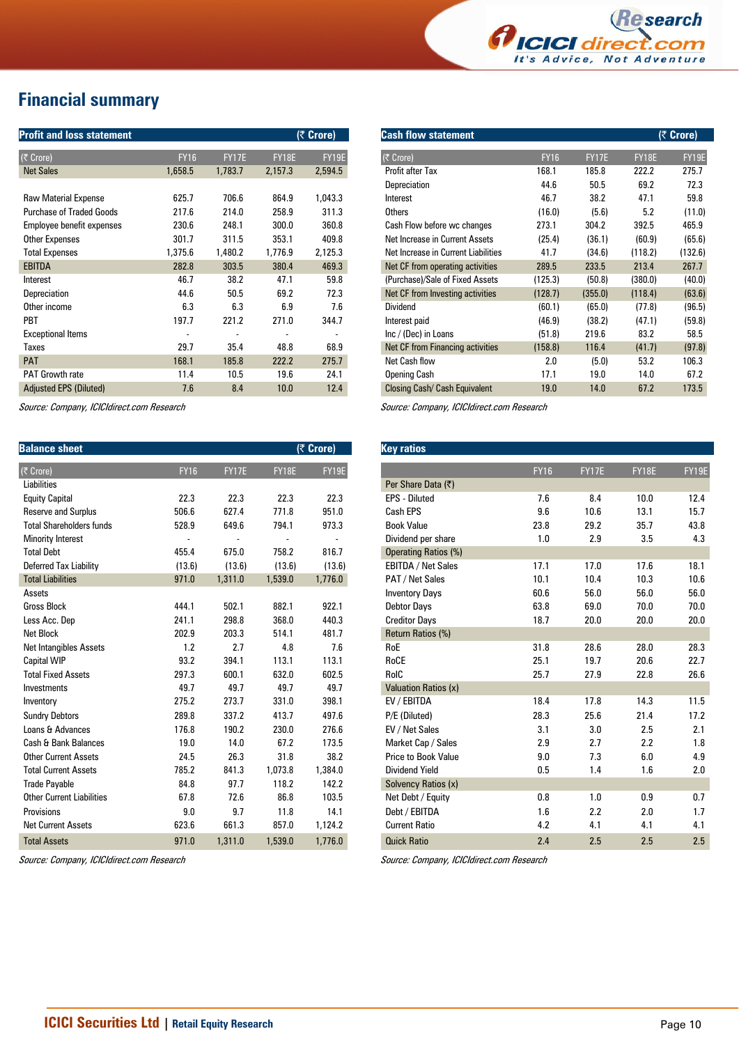# Financial summary

**Profit and loss statement** (₹ Crore)

| (₹ Crore) | FY16 | FY17E | FY18E | FY19E |
|---|---|---|---|---|
| Net Sales | 1,658.5 | 1,783.7 | 2,157.3 | 2,594.5 |
| | | | | |
| Raw Material Expense | 625.7 | 706.6 | 864.9 | 1,043.3 |
| Purchase of Traded Goods | 217.6 | 214.0 | 258.9 | 311.3 |
| Employee benefit expenses | 230.6 | 248.1 | 300.0 | 360.8 |
| Other Expenses | 301.7 | 311.5 | 353.1 | 409.8 |
| Total Expenses | 1,375.6 | 1,480.2 | 1,776.9 | 2,125.3 |
| EBITDA | 282.8 | 303.5 | 380.4 | 469.3 |
| Interest | 46.7 | 38.2 | 47.1 | 59.8 |
| Depreciation | 44.6 | 50.5 | 69.2 | 72.3 |
| Other income | 6.3 | 6.3 | 6.9 | 7.6 |
| PBT | 197.7 | 221.2 | 271.0 | 344.7 |
| Exceptional Items | - | - | - | - |
| Taxes | 29.7 | 35.4 | 48.8 | 68.9 |
| PAT | 168.1 | 185.8 | 222.2 | 275.7 |
| PAT Growth rate | 11.4 | 10.5 | 19.6 | 24.1 |
| Adjusted EPS (Diluted) | 7.6 | 8.4 | 10.0 | 12.4 |

*Source: Company, ICICIdirect.com Research*

**Cash flow statement** (₹ Crore)

| (₹ Crore) | FY16 | FY17E | FY18E | FY19E |
|---|---|---|---|---|
| Profit after Tax | 168.1 | 185.8 | 222.2 | 275.7 |
| Depreciation | 44.6 | 50.5 | 69.2 | 72.3 |
| Interest | 46.7 | 38.2 | 47.1 | 59.8 |
| Others | (16.0) | (5.6) | 5.2 | (11.0) |
| Cash Flow before wc changes | 273.1 | 304.2 | 392.5 | 465.9 |
| Net Increase in Current Assets | (25.4) | (36.1) | (60.9) | (65.6) |
| Net Increase in Current Liabilities | 41.7 | (34.6) | (118.2) | (132.6) |
| Net CF from operating activities | 289.5 | 233.5 | 213.4 | 267.7 |
| (Purchase)/Sale of Fixed Assets | (125.3) | (50.8) | (380.0) | (40.0) |
| Net CF from Investing activities | (128.7) | (355.0) | (118.4) | (63.6) |
| Dividend | (60.1) | (65.0) | (77.8) | (96.5) |
| Interest paid | (46.9) | (38.2) | (47.1) | (59.8) |
| Inc / (Dec) in Loans | (51.8) | 219.6 | 83.2 | 58.5 |
| Net CF from Financing activities | (158.8) | 116.4 | (41.7) | (97.8) |
| Net Cash flow | 2.0 | (5.0) | 53.2 | 106.3 |
| Opening Cash | 17.1 | 19.0 | 14.0 | 67.2 |
| Closing Cash/ Cash Equivalent | 19.0 | 14.0 | 67.2 | 173.5 |

*Source: Company, ICICIdirect.com Research*

**Balance sheet** (₹ Crore)

| (₹ Crore) | FY16 | FY17E | FY18E | FY19E |
|---|---|---|---|---|
| Liabilities | | | | |
| Equity Capital | 22.3 | 22.3 | 22.3 | 22.3 |
| Reserve and Surplus | 506.6 | 627.4 | 771.8 | 951.0 |
| Total Shareholders funds | 528.9 | 649.6 | 794.1 | 973.3 |
| Minority Interest | - | - | - | - |
| Total Debt | 455.4 | 675.0 | 758.2 | 816.7 |
| Deferred Tax Liability | (13.6) | (13.6) | (13.6) | (13.6) |
| Total Liabilities | 971.0 | 1,311.0 | 1,539.0 | 1,776.0 |
| Assets | | | | |
| Gross Block | 444.1 | 502.1 | 882.1 | 922.1 |
| Less Acc. Dep | 241.1 | 298.8 | 368.0 | 440.3 |
| Net Block | 202.9 | 203.3 | 514.1 | 481.7 |
| Net Intangibles Assets | 1.2 | 2.7 | 4.8 | 7.6 |
| Capital WIP | 93.2 | 394.1 | 113.1 | 113.1 |
| Total Fixed Assets | 297.3 | 600.1 | 632.0 | 602.5 |
| Investments | 49.7 | 49.7 | 49.7 | 49.7 |
| Inventory | 275.2 | 273.7 | 331.0 | 398.1 |
| Sundry Debtors | 289.8 | 337.2 | 413.7 | 497.6 |
| Loans & Advances | 176.8 | 190.2 | 230.0 | 276.6 |
| Cash & Bank Balances | 19.0 | 14.0 | 67.2 | 173.5 |
| Other Current Assets | 24.5 | 26.3 | 31.8 | 38.2 |
| Total Current Assets | 785.2 | 841.3 | 1,073.8 | 1,384.0 |
| Trade Payable | 84.8 | 97.7 | 118.2 | 142.2 |
| Other Current Liabilities | 67.8 | 72.6 | 86.8 | 103.5 |
| Provisions | 9.0 | 9.7 | 11.8 | 14.1 |
| Net Current Assets | 623.6 | 661.3 | 857.0 | 1,124.2 |
| Total Assets | 971.0 | 1,311.0 | 1,539.0 | 1,776.0 |

*Source: Company, ICICIdirect.com Research*

**Key ratios**

| | FY16 | FY17E | FY18E | FY19E |
|---|---|---|---|---|
| Per Share Data (₹) | | | | |
| EPS - Diluted | 7.6 | 8.4 | 10.0 | 12.4 |
| Cash EPS | 9.6 | 10.6 | 13.1 | 15.7 |
| Book Value | 23.8 | 29.2 | 35.7 | 43.8 |
| Dividend per share | 1.0 | 2.9 | 3.5 | 4.3 |
| Operating Ratios (%) | | | | |
| EBITDA / Net Sales | 17.1 | 17.0 | 17.6 | 18.1 |
| PAT / Net Sales | 10.1 | 10.4 | 10.3 | 10.6 |
| Inventory Days | 60.6 | 56.0 | 56.0 | 56.0 |
| Debtor Days | 63.8 | 69.0 | 70.0 | 70.0 |
| Creditor Days | 18.7 | 20.0 | 20.0 | 20.0 |
| Return Ratios (%) | | | | |
| RoE | 31.8 | 28.6 | 28.0 | 28.3 |
| RoCE | 25.1 | 19.7 | 20.6 | 22.7 |
| RoIC | 25.7 | 27.9 | 22.8 | 26.6 |
| Valuation Ratios (x) | | | | |
| EV / EBITDA | 18.4 | 17.8 | 14.3 | 11.5 |
| P/E (Diluted) | 28.3 | 25.6 | 21.4 | 17.2 |
| EV / Net Sales | 3.1 | 3.0 | 2.5 | 2.1 |
| Market Cap / Sales | 2.9 | 2.7 | 2.2 | 1.8 |
| Price to Book Value | 9.0 | 7.3 | 6.0 | 4.9 |
| Dividend Yield | 0.5 | 1.4 | 1.6 | 2.0 |
| Solvency Ratios (x) | | | | |
| Net Debt / Equity | 0.8 | 1.0 | 0.9 | 0.7 |
| Debt / EBITDA | 1.6 | 2.2 | 2.0 | 1.7 |
| Current Ratio | 4.2 | 4.1 | 4.1 | 4.1 |
| Quick Ratio | 2.4 | 2.5 | 2.5 | 2.5 |

*Source: Company, ICICIdirect.com Research*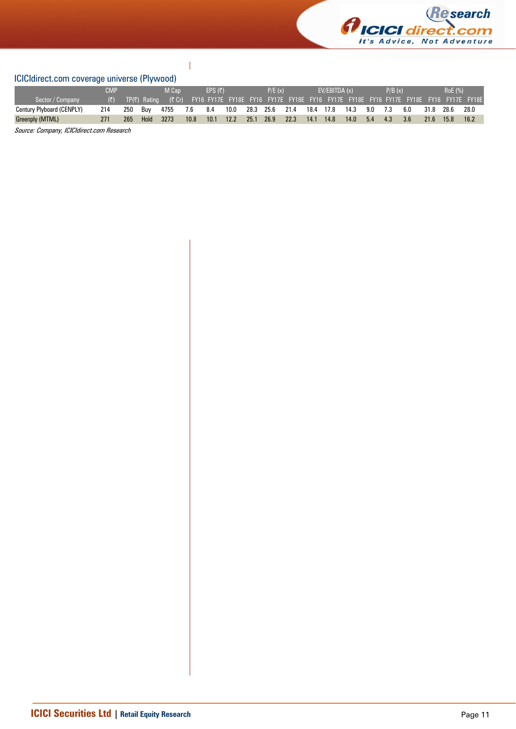ICICIdirect.com coverage universe (Plywood)

| Sector / Company | CMP (₹) | TP(₹) | Rating | M Cap (₹ Cr) | EPS (₹) | | | P/E (x) | | | EV/EBITDA (x) | | | P/B (x) | | | RoE (%) | | |
|---|---|---|---|---|---|---|---|---|---|---|---|---|---|---|---|---|---|---|---|
| | | | | | FY16 | FY17E | FY18E | FY16 | FY17E | FY18E | FY16 | FY17E | FY18E | FY16 | FY17E | FY18E | FY16 | FY17E | FY18E |
| Century Plyboard (CENPLY) | 214 | 250 | Buy | 4755 | 7.6 | 8.4 | 10.0 | 28.3 | 25.6 | 21.4 | 18.4 | 17.8 | 14.3 | 9.0 | 7.3 | 6.0 | 31.8 | 28.6 | 28.0 |
| Greenply (MTML) | 271 | 265 | Hold | 3273 | 10.8 | 10.1 | 12.2 | 25.1 | 26.9 | 22.3 | 14.1 | 14.8 | 14.0 | 5.4 | 4.3 | 3.6 | 21.6 | 15.8 | 16.2 |

*Source: Company, ICICIdirect.com Research*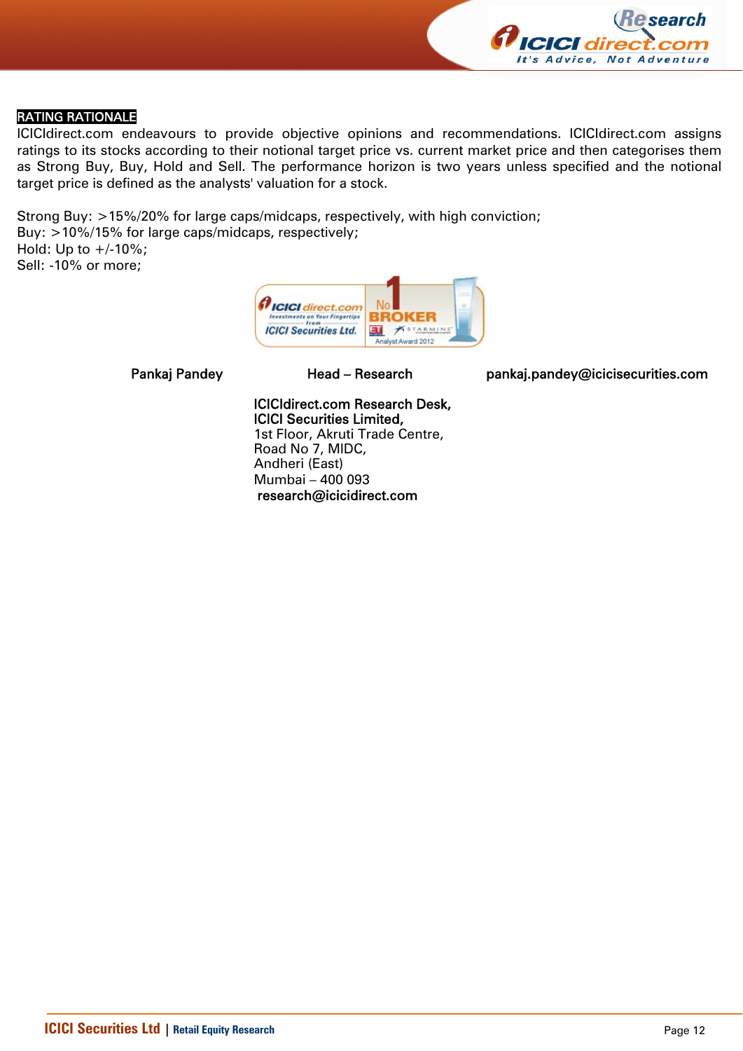## RATING RATIONALE

ICICIdirect.com endeavours to provide objective opinions and recommendations. ICICIdirect.com assigns ratings to its stocks according to their notional target price vs. current market price and then categorises them as Strong Buy, Buy, Hold and Sell. The performance horizon is two years unless specified and the notional target price is defined as the analysts' valuation for a stock.

Strong Buy: >15%/20% for large caps/midcaps, respectively, with high conviction;
Buy: >10%/15% for large caps/midcaps, respectively;
Hold: Up to +/-10%;
Sell: -10% or more;

Pankaj Pandey — Head – Research — pankaj.pandey@icicisecurities.com

**ICICIdirect.com Research Desk,**
**ICICI Securities Limited,**
1st Floor, Akruti Trade Centre,
Road No 7, MIDC,
Andheri (East)
Mumbai – 400 093
**research@icicidirect.com**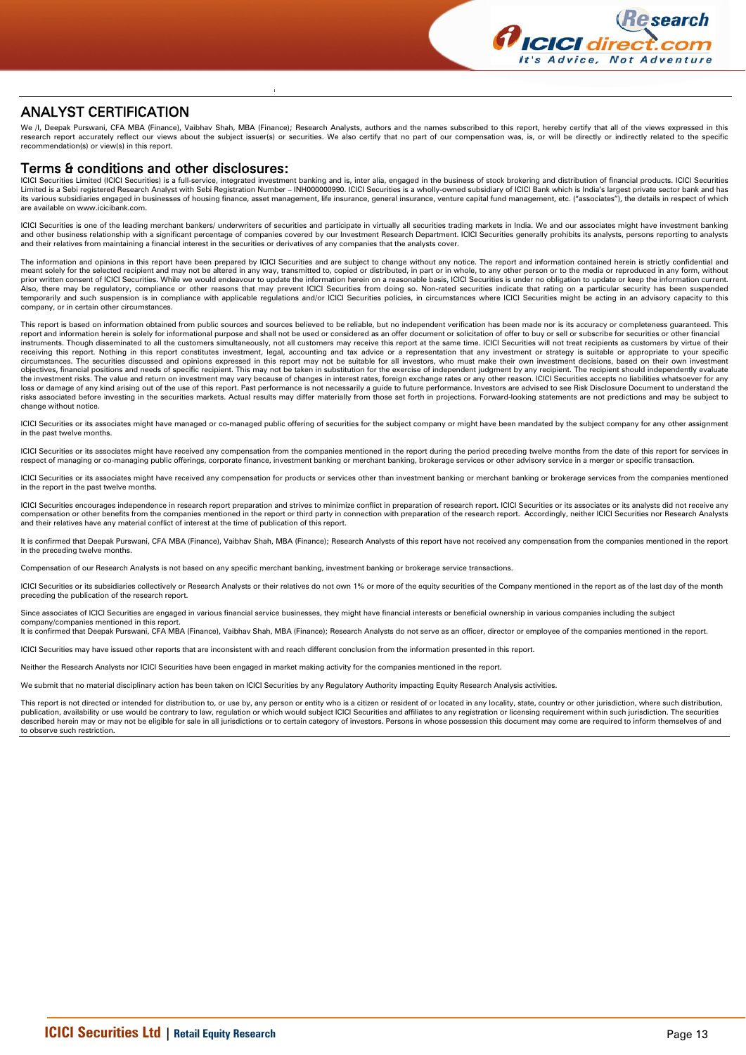## ANALYST CERTIFICATION

We /I, Deepak Purswani, CFA MBA (Finance), Vaibhav Shah, MBA (Finance); Research Analysts, authors and the names subscribed to this report, hereby certify that all of the views expressed in this research report accurately reflect our views about the subject issuer(s) or securities. We also certify that no part of our compensation was, is, or will be directly or indirectly related to the specific recommendation(s) or view(s) in this report.

## Terms & conditions and other disclosures:

ICICI Securities Limited (ICICI Securities) is a full-service, integrated investment banking and is, inter alia, engaged in the business of stock brokering and distribution of financial products. ICICI Securities Limited is a Sebi registered Research Analyst with Sebi Registration Number – INH000000990. ICICI Securities is a wholly-owned subsidiary of ICICI Bank which is India's largest private sector bank and has its various subsidiaries engaged in businesses of housing finance, asset management, life insurance, general insurance, venture capital fund management, etc. ("associates"), the details in respect of which are available on www.icicibank.com.

ICICI Securities is one of the leading merchant bankers/ underwriters of securities and participate in virtually all securities trading markets in India. We and our associates might have investment banking and other business relationship with a significant percentage of companies covered by our Investment Research Department. ICICI Securities generally prohibits its analysts, persons reporting to analysts and their relatives from maintaining a financial interest in the securities or derivatives of any companies that the analysts cover.

The information and opinions in this report have been prepared by ICICI Securities and are subject to change without any notice. The report and information contained herein is strictly confidential and meant solely for the selected recipient and may not be altered in any way, transmitted to, copied or distributed, in part or in whole, to any other person or to the media or reproduced in any form, without prior written consent of ICICI Securities. While we would endeavour to update the information herein on a reasonable basis, ICICI Securities is under no obligation to update or keep the information current. Also, there may be regulatory, compliance or other reasons that may prevent ICICI Securities from doing so. Non-rated securities indicate that rating on a particular security has been suspended temporarily and such suspension is in compliance with applicable regulations and/or ICICI Securities policies, in circumstances where ICICI Securities might be acting in an advisory capacity to this company, or in certain other circumstances.

This report is based on information obtained from public sources and sources believed to be reliable, but no independent verification has been made nor is its accuracy or completeness guaranteed. This report and information herein is solely for informational purpose and shall not be used or considered as an offer document or solicitation of offer to buy or sell or subscribe for securities or other financial instruments. Though disseminated to all the customers simultaneously, not all customers may receive this report at the same time. ICICI Securities will not treat recipients as customers by virtue of their receiving this report. Nothing in this report constitutes investment, legal, accounting and tax advice or a representation that any investment or strategy is suitable or appropriate to your specific circumstances. The securities discussed and opinions expressed in this report may not be suitable for all investors, who must make their own investment decisions, based on their own investment objectives, financial positions and needs of specific recipient. This may not be taken in substitution for the exercise of independent judgment by any recipient. The recipient should independently evaluate the investment risks. The value and return on investment may vary because of changes in interest rates, foreign exchange rates or any other reason. ICICI Securities accepts no liabilities whatsoever for any loss or damage of any kind arising out of the use of this report. Past performance is not necessarily a guide to future performance. Investors are advised to see Risk Disclosure Document to understand the risks associated before investing in the securities markets. Actual results may differ materially from those set forth in projections. Forward-looking statements are not predictions and may be subject to change without notice.

ICICI Securities or its associates might have managed or co-managed public offering of securities for the subject company or might have been mandated by the subject company for any other assignment in the past twelve months.

ICICI Securities or its associates might have received any compensation from the companies mentioned in the report during the period preceding twelve months from the date of this report for services in respect of managing or co-managing public offerings, corporate finance, investment banking or merchant banking, brokerage services or other advisory service in a merger or specific transaction.

ICICI Securities or its associates might have received any compensation for products or services other than investment banking or merchant banking or brokerage services from the companies mentioned in the report in the past twelve months.

ICICI Securities encourages independence in research report preparation and strives to minimize conflict in preparation of research report. ICICI Securities or its associates or its analysts did not receive any compensation or other benefits from the companies mentioned in the report or third party in connection with preparation of the research report. Accordingly, neither ICICI Securities nor Research Analysts and their relatives have any material conflict of interest at the time of publication of this report.

It is confirmed that Deepak Purswani, CFA MBA (Finance), Vaibhav Shah, MBA (Finance); Research Analysts of this report have not received any compensation from the companies mentioned in the report in the preceding twelve months.

Compensation of our Research Analysts is not based on any specific merchant banking, investment banking or brokerage service transactions.

ICICI Securities or its subsidiaries collectively or Research Analysts or their relatives do not own 1% or more of the equity securities of the Company mentioned in the report as of the last day of the month preceding the publication of the research report.

Since associates of ICICI Securities are engaged in various financial service businesses, they might have financial interests or beneficial ownership in various companies including the subject company/companies mentioned in this report.
It is confirmed that Deepak Purswani, CFA MBA (Finance), Vaibhav Shah, MBA (Finance); Research Analysts do not serve as an officer, director or employee of the companies mentioned in the report.

ICICI Securities may have issued other reports that are inconsistent with and reach different conclusion from the information presented in this report.

Neither the Research Analysts nor ICICI Securities have been engaged in market making activity for the companies mentioned in the report.

We submit that no material disciplinary action has been taken on ICICI Securities by any Regulatory Authority impacting Equity Research Analysis activities.

This report is not directed or intended for distribution to, or use by, any person or entity who is a citizen or resident of or located in any locality, state, country or other jurisdiction, where such distribution, publication, availability or use would be contrary to law, regulation or which would subject ICICI Securities and affiliates to any registration or licensing requirement within such jurisdiction. The securities described herein may or may not be eligible for sale in all jurisdictions or to certain category of investors. Persons in whose possession this document may come are required to inform themselves of and to observe such restriction.